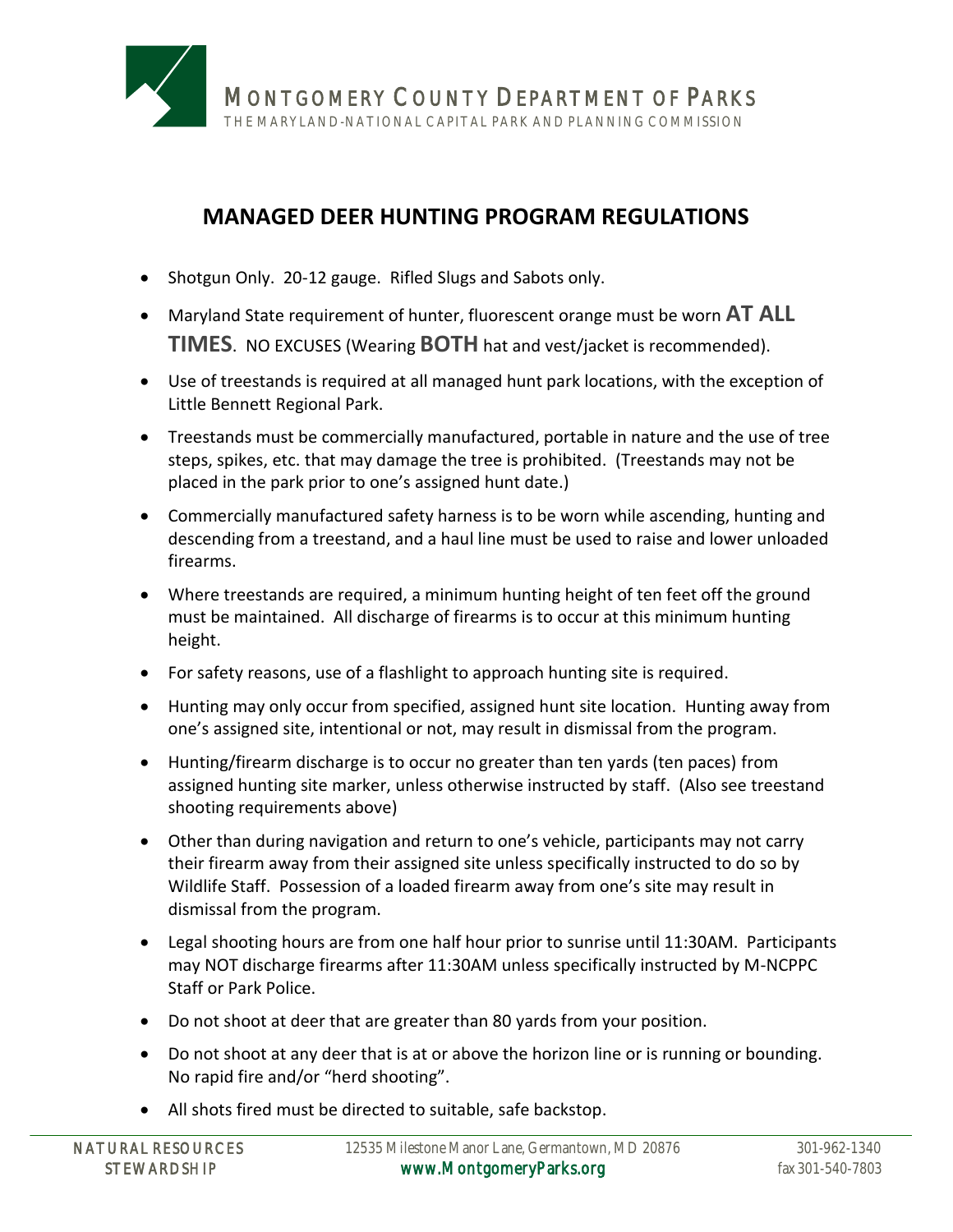MONTGOMERY COUNTY DEPARTMENT OF PARKS
THE MARYLAND-NATIONAL CAPITAL PARK AND PLANNING COMMISSION

# MANAGED DEER HUNTING PROGRAM REGULATIONS

- Shotgun Only. 20-12 gauge. Rifled Slugs and Sabots only.
- Maryland State requirement of hunter, fluorescent orange must be worn **AT ALL TIMES**. NO EXCUSES (Wearing **BOTH** hat and vest/jacket is recommended).
- Use of treestands is required at all managed hunt park locations, with the exception of Little Bennett Regional Park.
- Treestands must be commercially manufactured, portable in nature and the use of tree steps, spikes, etc. that may damage the tree is prohibited. (Treestands may not be placed in the park prior to one's assigned hunt date.)
- Commercially manufactured safety harness is to be worn while ascending, hunting and descending from a treestand, and a haul line must be used to raise and lower unloaded firearms.
- Where treestands are required, a minimum hunting height of ten feet off the ground must be maintained. All discharge of firearms is to occur at this minimum hunting height.
- For safety reasons, use of a flashlight to approach hunting site is required.
- Hunting may only occur from specified, assigned hunt site location. Hunting away from one's assigned site, intentional or not, may result in dismissal from the program.
- Hunting/firearm discharge is to occur no greater than ten yards (ten paces) from assigned hunting site marker, unless otherwise instructed staff. (Also see treestand shooting requirements above)
- Other than during navigation and return to one's vehicle, participants may not carry their firearm away from their assigned site unless specifically instructed to do so by Wildlife Staff. Possession of a loaded firearm away from one's site may result in dismissal from the program.
- Legal shooting hours are from one half hour prior to sunrise until 11:30AM. Participants may NOT discharge firearms after 11:30AM unless specifically instructed by M-NCPPC Staff or Park Police.
- Do not shoot at deer that are greater than 80 yards from your position.
- Do not shoot at any deer that is at or above the horizon line or is running or bounding. No rapid fire and/or "herd shooting".
- All shots fired must be directed to suitable, safe backstop.

NATURAL RESOURCES STEWARDSHIP | 12535 Milestone Manor Lane, Germantown, MD 20876 | www.MontgomeryParks.org | 301-962-1340 | fax 301-540-7803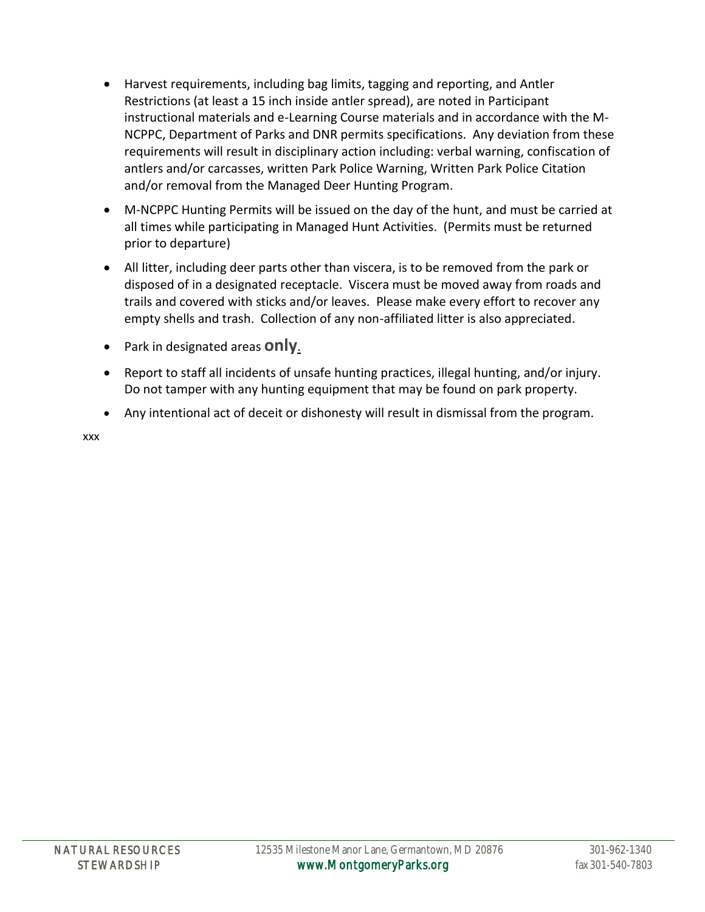- Harvest requirements, including bag limits, tagging and reporting, and Antler Restrictions (at least a 15 inch inside antler spread), are noted in Participant instructional materials and e-Learning Course materials and in accordance with the M-NCPPC, Department of Parks and DNR permits specifications. Any deviation from these requirements will result in disciplinary action including: verbal warning, confiscation of antlers and/or carcasses, written Park Police Warning, Written Park Police Citation and/or removal from the Managed Deer Hunting Program.
- M-NCPPC Hunting Permits will be issued on the day of the hunt, and must be carried at all times while participating in Managed Hunt Activities. (Permits must be returned prior to departure)
- All litter, including deer parts other than viscera, is to be removed from the park or disposed of in a designated receptacle. Viscera must be moved away from roads and trails and covered with sticks and/or leaves. Please make every effort to recover any empty shells and trash. Collection of any non-affiliated litter is also appreciated.
- Park in designated areas **only**.
- Report to staff all incidents of unsafe hunting practices, illegal hunting, and/or injury. Do not tamper with any hunting equipment that may be found on park property.
- Any intentional act of deceit or dishonesty will result in dismissal from the program.

xxx

NATURAL RESOURCES STEWARDSHIP

12535 Milestone Manor Lane, Germantown, MD 20876
www.MontgomeryParks.org

301-962-1340
fax 301-540-7803